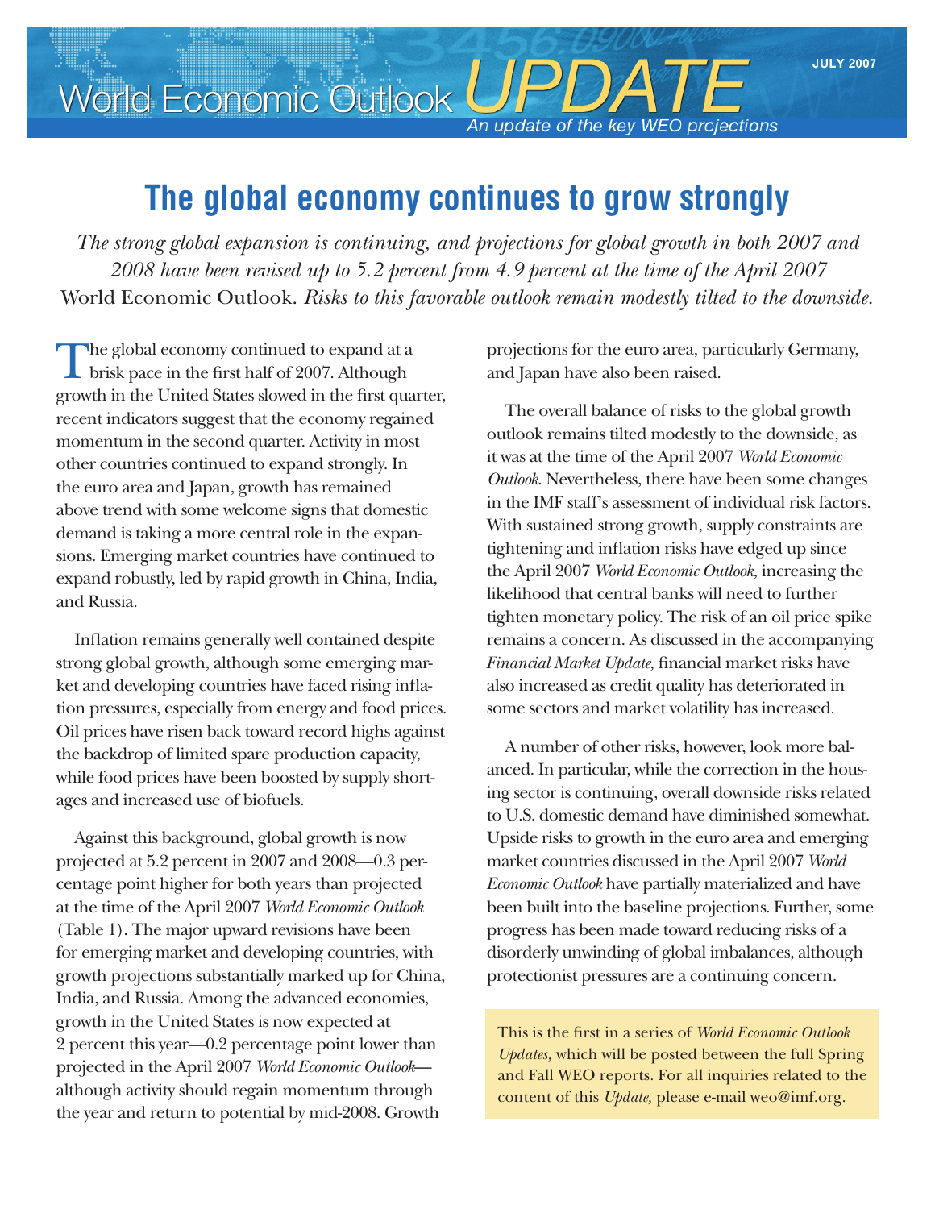# World Economic Outlook UPDATE

*An update of the key WEO projections*

JULY 2007

## The global economy continues to grow strongly

*The strong global expansion is continuing, and projections for global growth in both 2007 and 2008 have been revised up to 5.2 percent from 4.9 percent at the time of the April 2007* World Economic Outlook. *Risks to this favorable outlook remain modestly tilted to the downside.*

The global economy continued to expand at a brisk pace in the first half of 2007. Although growth in the United States slowed in the first quarter, recent indicators suggest that the economy regained momentum in the second quarter. Activity in most other countries continued to expand strongly. In the euro area and Japan, growth has remained above trend with some welcome signs that domestic demand is taking a more central role in the expansions. Emerging market countries have continued to expand robustly, led by rapid growth in China, India, and Russia.

Inflation remains generally well contained despite strong global growth, although some emerging market and developing countries have faced rising inflation pressures, especially from energy and food prices. Oil prices have risen back toward record highs against the backdrop of limited spare production capacity, while food prices have been boosted by supply shortages and increased use of biofuels.

Against this background, global growth is now projected at 5.2 percent in 2007 and 2008—0.3 percentage point higher for both years than projected at the time of the April 2007 *World Economic Outlook* (Table 1). The major upward revisions have been for emerging market and developing countries, with growth projections substantially marked up for China, India, and Russia. Among the advanced economies, growth in the United States is now expected at 2 percent this year—0.2 percentage point lower than projected in the April 2007 *World Economic Outlook*—although activity should regain momentum through the year and return to potential by mid-2008. Growth projections for the euro area, particularly Germany, and Japan have also been raised.

The overall balance of risks to the global growth outlook remains tilted modestly to the downside, as it was at the time of the April 2007 *World Economic Outlook*. Nevertheless, there have been some changes in the IMF staff's assessment of individual risk factors. With sustained strong growth, supply constraints are tightening and inflation risks have edged up since the April 2007 *World Economic Outlook,* increasing the likelihood that central banks will need to further tighten monetary policy. The risk of an oil price spike remains a concern. As discussed in the accompanying *Financial Market Update,* financial market risks have also increased as credit quality has deteriorated in some sectors and market volatility has increased.

A number of other risks, however, look more balanced. In particular, while the correction in the housing sector is continuing, overall downside risks related to U.S. domestic demand have diminished somewhat. Upside risks to growth in the euro area and emerging market countries discussed in the April 2007 *World Economic Outlook* have partially materialized and have been built into the baseline projections. Further, some progress has been made toward reducing risks of a disorderly unwinding of global imbalances, although protectionist pressures are a continuing concern.

This is the first in a series of *World Economic Outlook Updates,* which will be posted between the full Spring and Fall WEO reports. For all inquiries related to the content of this *Update,* please e-mail weo@imf.org.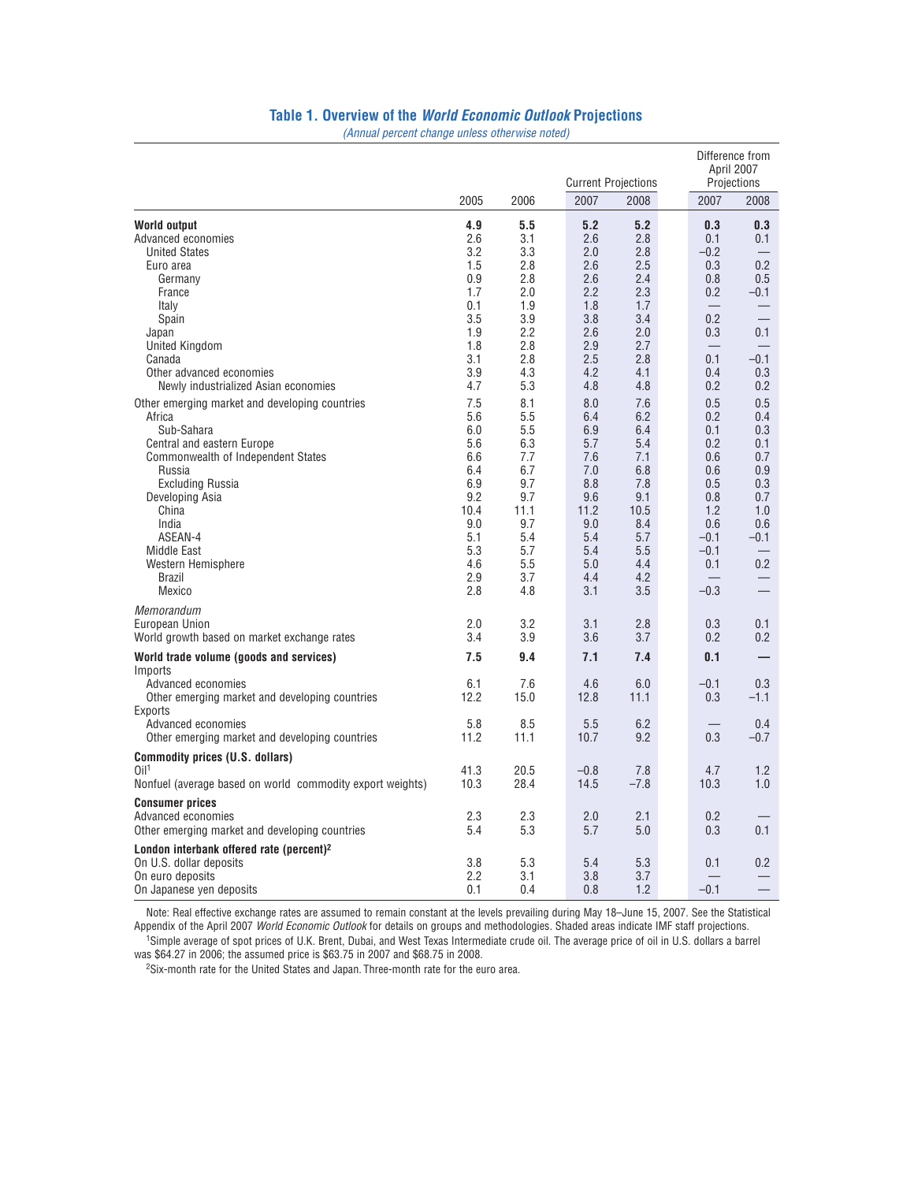## Table 1. Overview of the *World Economic Outlook* Projections

*(Annual percent change unless otherwise noted)*

| | | | Current Projections | | Difference from April 2007 Projections | |
|---|---|---|---|---|---|---|
| | 2005 | 2006 | 2007 | 2008 | 2007 | 2008 |
| **World output** | **4.9** | **5.5** | **5.2** | **5.2** | **0.3** | **0.3** |
| Advanced economies | 2.6 | 3.1 | 2.6 | 2.8 | 0.1 | 0.1 |
| United States | 3.2 | 3.3 | 2.0 | 2.8 | –0.2 | — |
| Euro area | 1.5 | 2.8 | 2.6 | 2.5 | 0.3 | 0.2 |
| Germany | 0.9 | 2.8 | 2.6 | 2.4 | 0.8 | 0.5 |
| France | 1.7 | 2.0 | 2.2 | 2.3 | 0.2 | –0.1 |
| Italy | 0.1 | 1.9 | 1.8 | 1.7 | — | — |
| Spain | 3.5 | 3.9 | 3.8 | 3.4 | 0.2 | — |
| Japan | 1.9 | 2.2 | 2.6 | 2.0 | 0.3 | 0.1 |
| United Kingdom | 1.8 | 2.8 | 2.9 | 2.7 | — | — |
| Canada | 3.1 | 2.8 | 2.5 | 2.8 | 0.1 | –0.1 |
| Other advanced economies | 3.9 | 4.3 | 4.2 | 4.1 | 0.4 | 0.3 |
| Newly industrialized Asian economies | 4.7 | 5.3 | 4.8 | 4.8 | 0.2 | 0.2 |
| Other emerging market and developing countries | 7.5 | 8.1 | 8.0 | 7.6 | 0.5 | 0.5 |
| Africa | 5.6 | 5.5 | 6.4 | 6.2 | 0.2 | 0.4 |
| Sub-Sahara | 6.0 | 5.5 | 6.9 | 6.4 | 0.1 | 0.3 |
| Central and eastern Europe | 5.6 | 6.3 | 5.7 | 5.4 | 0.2 | 0.1 |
| Commonwealth of Independent States | 6.6 | 7.7 | 7.6 | 7.1 | 0.6 | 0.7 |
| Russia | 6.4 | 6.7 | 7.0 | 6.8 | 0.6 | 0.9 |
| Excluding Russia | 6.9 | 9.7 | 8.8 | 7.8 | 0.5 | 0.3 |
| Developing Asia | 9.2 | 9.7 | 9.6 | 9.1 | 0.8 | 0.7 |
| China | 10.4 | 11.1 | 11.2 | 10.5 | 1.2 | 1.0 |
| India | 9.0 | 9.7 | 9.0 | 8.4 | 0.6 | 0.6 |
| ASEAN-4 | 5.1 | 5.4 | 5.4 | 5.7 | –0.1 | –0.1 |
| Middle East | 5.3 | 5.7 | 5.4 | 5.5 | –0.1 | — |
| Western Hemisphere | 4.6 | 5.5 | 5.0 | 4.4 | 0.1 | 0.2 |
| Brazil | 2.9 | 3.7 | 4.4 | 4.2 | — | — |
| Mexico | 2.8 | 4.8 | 3.1 | 3.5 | –0.3 | — |
| *Memorandum* | | | | | | |
| European Union | 2.0 | 3.2 | 3.1 | 2.8 | 0.3 | 0.1 |
| World growth based on market exchange rates | 3.4 | 3.9 | 3.6 | 3.7 | 0.2 | 0.2 |
| **World trade volume (goods and services)** | **7.5** | **9.4** | **7.1** | **7.4** | **0.1** | **—** |
| Imports | | | | | | |
| Advanced economies | 6.1 | 7.6 | 4.6 | 6.0 | –0.1 | 0.3 |
| Other emerging market and developing countries | 12.2 | 15.0 | 12.8 | 11.1 | 0.3 | –1.1 |
| Exports | | | | | | |
| Advanced economies | 5.8 | 8.5 | 5.5 | 6.2 | — | 0.4 |
| Other emerging market and developing countries | 11.2 | 11.1 | 10.7 | 9.2 | 0.3 | –0.7 |
| **Commodity prices (U.S. dollars)** | | | | | | |
| Oil[1] | 41.3 | 20.5 | –0.8 | 7.8 | 4.7 | 1.2 |
| Nonfuel (average based on world commodity export weights) | 10.3 | 28.4 | 14.5 | –7.8 | 10.3 | 1.0 |
| **Consumer prices** | | | | | | |
| Advanced economies | 2.3 | 2.3 | 2.0 | 2.1 | 0.2 | — |
| Other emerging market and developing countries | 5.4 | 5.3 | 5.7 | 5.0 | 0.3 | 0.1 |
| **London interbank offered rate (percent)[2]** | | | | | | |
| On U.S. dollar deposits | 3.8 | 5.3 | 5.4 | 5.3 | 0.1 | 0.2 |
| On euro deposits | 2.2 | 3.1 | 3.8 | 3.7 | — | — |
| On Japanese yen deposits | 0.1 | 0.4 | 0.8 | 1.2 | –0.1 | — |

Note: Real effective exchange rates are assumed to remain constant at the levels prevailing during May 18–June 15, 2007. See the Statistical Appendix of the April 2007 *World Economic Outlook* for details on groups and methodologies. Shaded areas indicate IMF staff projections.

[1]Simple average of spot prices of U.K. Brent, Dubai, and West Texas Intermediate crude oil. The average price of oil in U.S. dollars a barrel was $64.27 in 2006; the assumed price is $63.75 in 2007 and $68.75 in 2008.

[2]Six-month rate for the United States and Japan. Three-month rate for the euro area.